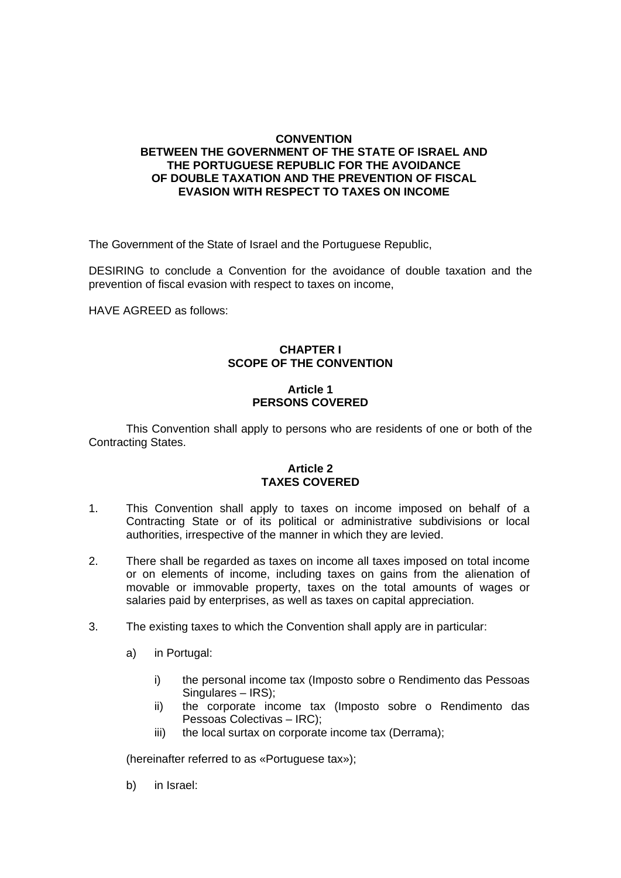# CONVENTION
# BETWEEN THE GOVERNMENT OF THE STATE OF ISRAEL AND THE PORTUGUESE REPUBLIC FOR THE AVOIDANCE OF DOUBLE TAXATION AND THE PREVENTION OF FISCAL EVASION WITH RESPECT TO TAXES ON INCOME

The Government of the State of Israel and the Portuguese Republic,

DESIRING to conclude a Convention for the avoidance of double taxation and the prevention of fiscal evasion with respect to taxes on income,

HAVE AGREED as follows:

## CHAPTER I
## SCOPE OF THE CONVENTION

### Article 1
### PERSONS COVERED

This Convention shall apply to persons who are residents of one or both of the Contracting States.

### Article 2
### TAXES COVERED

1. This Convention shall apply to taxes on income imposed on behalf of a Contracting State or of its political or administrative subdivisions or local authorities, irrespective of the manner in which they are levied.

2. There shall be regarded as taxes on income all taxes imposed on total income or on elements of income, including taxes on gains from the alienation of movable or immovable property, taxes on the total amounts of wages or salaries paid by enterprises, as well as taxes on capital appreciation.

3. The existing taxes to which the Convention shall apply are in particular:

   a) in Portugal:

      i) the personal income tax (Imposto sobre o Rendimento das Pessoas Singulares – IRS);
      ii) the corporate income tax (Imposto sobre o Rendimento das Pessoas Colectivas – IRC);
      iii) the local surtax on corporate income tax (Derrama);

   (hereinafter referred to as «Portuguese tax»);

   b) in Israel: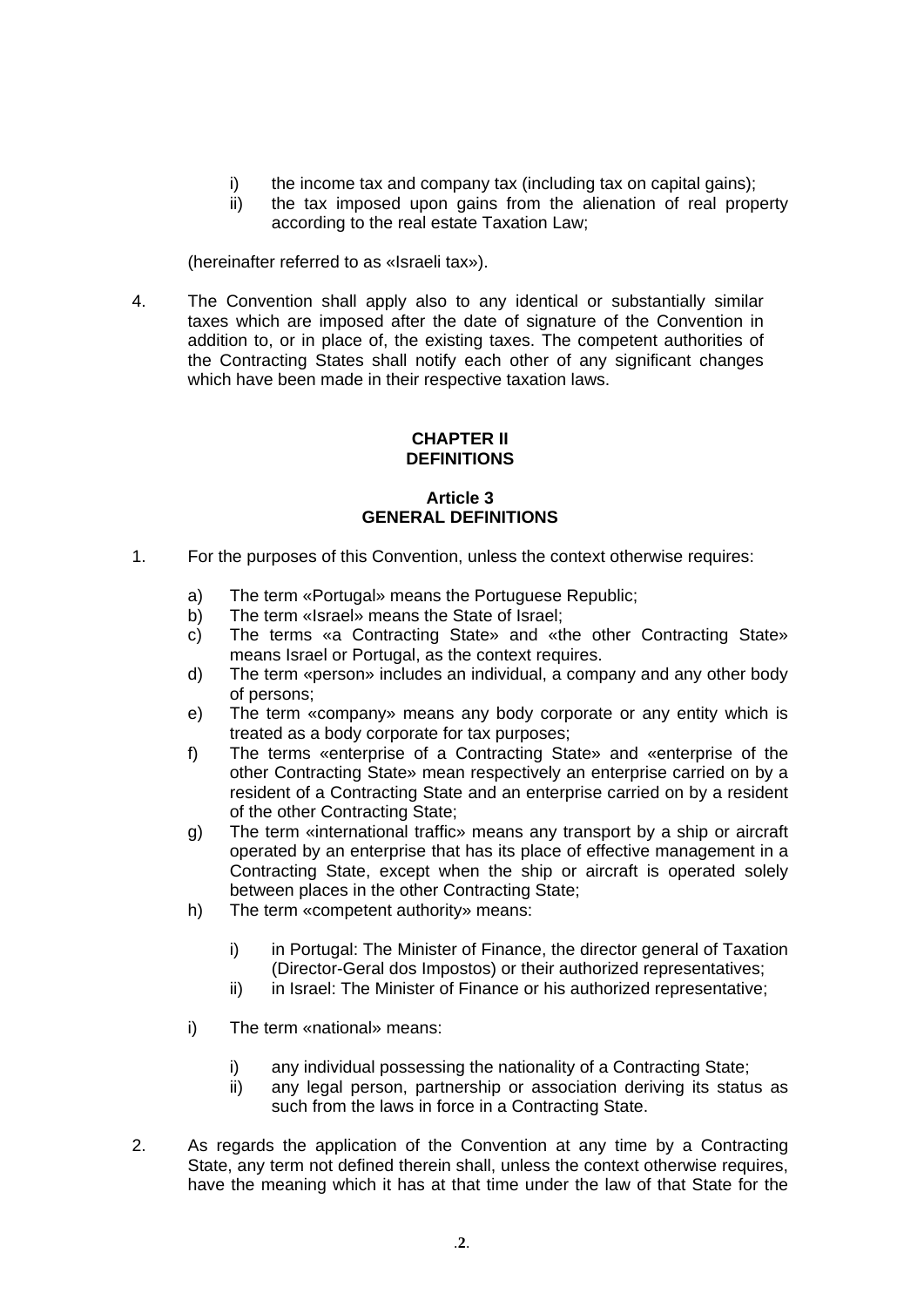i) the income tax and company tax (including tax on capital gains);
   ii) the tax imposed upon gains from the alienation of real property according to the real estate Taxation Law;

   (hereinafter referred to as «Israeli tax»).

4. The Convention shall apply also to any identical or substantially similar taxes which are imposed after the date of signature of the Convention in addition to, or in place of, the existing taxes. The competent authorities of the Contracting States shall notify each other of any significant changes which have been made in their respective taxation laws.

## CHAPTER II
## DEFINITIONS

### Article 3
### GENERAL DEFINITIONS

1. For the purposes of this Convention, unless the context otherwise requires:

   a) The term «Portugal» means the Portuguese Republic;
   b) The term «Israel» means the State of Israel;
   c) The terms «a Contracting State» and «the other Contracting State» means Israel or Portugal, as the context requires.
   d) The term «person» includes an individual, a company and any other body of persons;
   e) The term «company» means any body corporate or any entity which is treated as a body corporate for tax purposes;
   f) The terms «enterprise of a Contracting State» and «enterprise of the other Contracting State» mean respectively an enterprise carried on by a resident of a Contracting State and an enterprise carried on by a resident of the other Contracting State;
   g) The term «international traffic» means any transport by a ship or aircraft operated by an enterprise that has its place of effective management in a Contracting State, except when the ship or aircraft is operated solely between places in the other Contracting State;
   h) The term «competent authority» means:

      i) in Portugal: The Minister of Finance, the director general of Taxation (Director-Geral dos Impostos) or their authorized representatives;
      ii) in Israel: The Minister of Finance or his authorized representative;

   i) The term «national» means:

      i) any individual possessing the nationality of a Contracting State;
      ii) any legal person, partnership or association deriving its status as such from the laws in force in a Contracting State.

2. As regards the application of the Convention at any time by a Contracting State, any term not defined therein shall, unless the context otherwise requires, have the meaning which it has at that time under the law of that State for the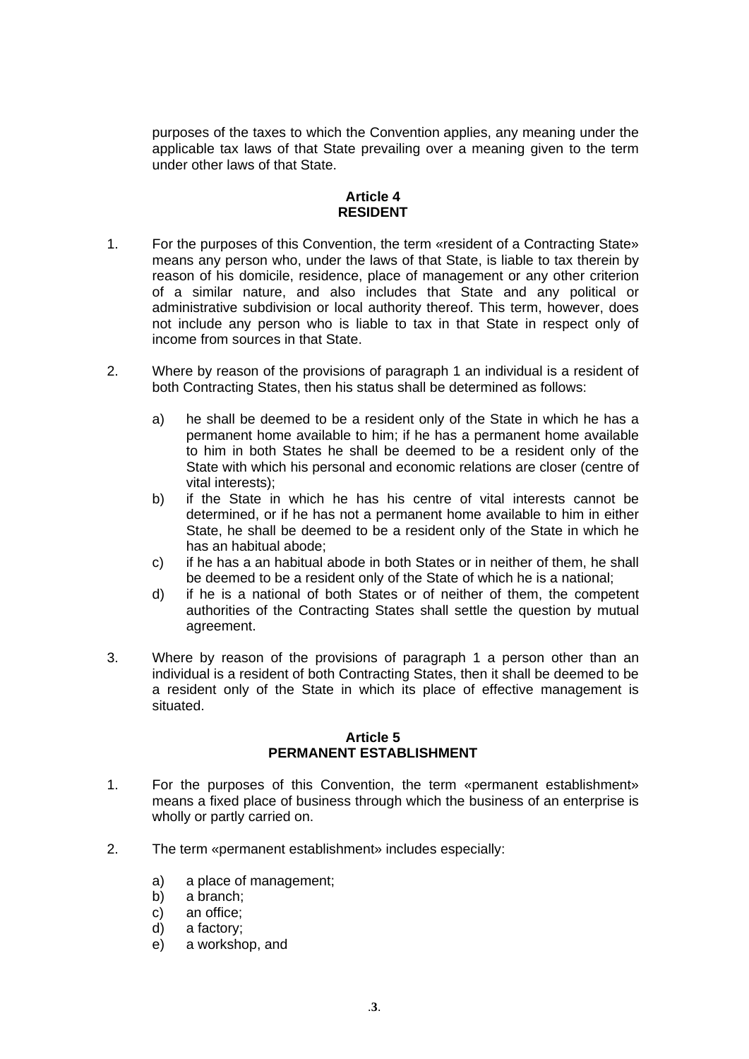purposes of the taxes to which the Convention applies, any meaning under the applicable tax laws of that State prevailing over a meaning given to the term under other laws of that State.

### Article 4
### RESIDENT

1. For the purposes of this Convention, the term «resident of a Contracting State» means any person who, under the laws of that State, is liable to tax therein by reason of his domicile, residence, place of management or any other criterion of a similar nature, and also includes that State and any political or administrative subdivision or local authority thereof. This term, however, does not include any person who is liable to tax in that State in respect only of income from sources in that State.

2. Where by reason of the provisions of paragraph 1 an individual is a resident of both Contracting States, then his status shall be determined as follows:

   a) he shall be deemed to be a resident only of the State in which he has a permanent home available to him; if he has a permanent home available to him in both States he shall be deemed to be a resident only of the State with which his personal and economic relations are closer (centre of vital interests);
   b) if the State in which he has his centre of vital interests cannot be determined, or if he has not a permanent home available to him in either State, he shall be deemed to be a resident only of the State in which he has an habitual abode;
   c) if he has a an habitual abode in both States or in neither of them, he shall be deemed to be a resident only of the State of which he is a national;
   d) if he is a national of both States or of neither of them, the competent authorities of the Contracting States shall settle the question by mutual agreement.

3. Where by reason of the provisions of paragraph 1 a person other than an individual is a resident of both Contracting States, then it shall be deemed to be a resident only of the State in which its place of effective management is situated.

### Article 5
### PERMANENT ESTABLISHMENT

1. For the purposes of this Convention, the term «permanent establishment» means a fixed place of business through which the business of an enterprise is wholly or partly carried on.

2. The term «permanent establishment» includes especially:

   a) a place of management;
   b) a branch;
   c) an office;
   d) a factory;
   e) a workshop, and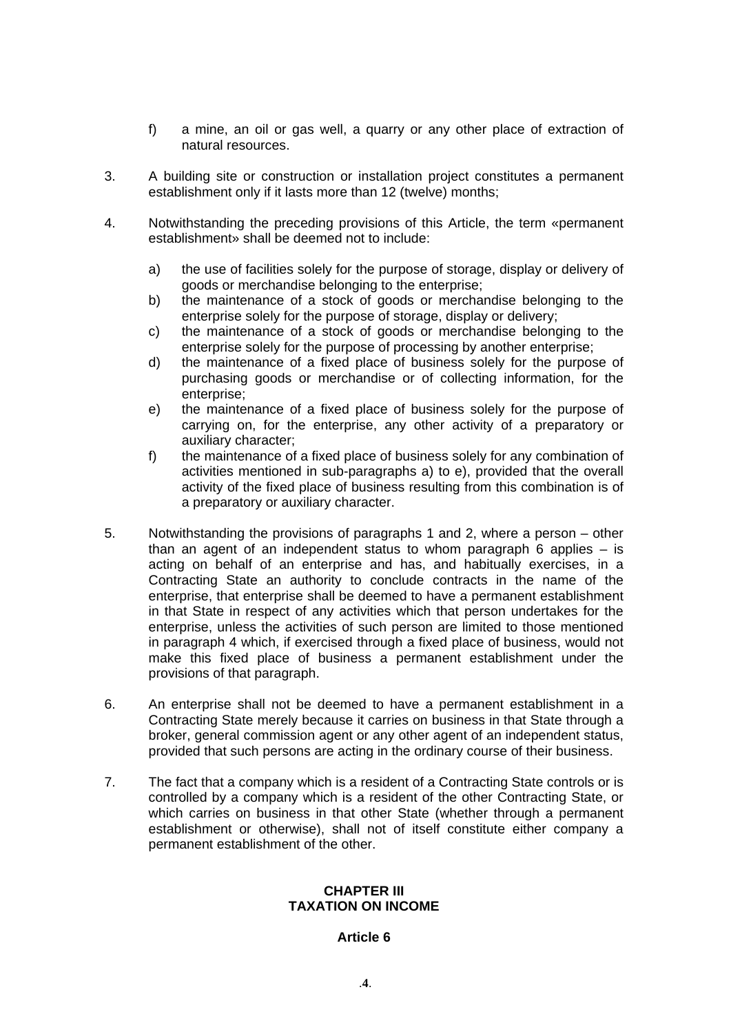f) a mine, an oil or gas well, a quarry or any other place of extraction of natural resources.

3. A building site or construction or installation project constitutes a permanent establishment only if it lasts more than 12 (twelve) months;

4. Notwithstanding the preceding provisions of this Article, the term «permanent establishment» shall be deemed not to include:

   a) the use of facilities solely for the purpose of storage, display or delivery of goods or merchandise belonging to the enterprise;
   b) the maintenance of a stock of goods or merchandise belonging to the enterprise solely for the purpose of storage, display or delivery;
   c) the maintenance of a stock of goods or merchandise belonging to the enterprise solely for the purpose of processing by another enterprise;
   d) the maintenance of a fixed place of business solely for the purpose of purchasing goods or merchandise or of collecting information, for the enterprise;
   e) the maintenance of a fixed place of business solely for the purpose of carrying on, for the enterprise, any other activity of a preparatory or auxiliary character;
   f) the maintenance of a fixed place of business solely for any combination of activities mentioned in sub-paragraphs a) to e), provided that the overall activity of the fixed place of business resulting from this combination is of a preparatory or auxiliary character.

5. Notwithstanding the provisions of paragraphs 1 and 2, where a person – other than an agent of an independent status to whom paragraph 6 applies – is acting on behalf of an enterprise and has, and habitually exercises, in a Contracting State an authority to conclude contracts in the name of the enterprise, that enterprise shall be deemed to have a permanent establishment in that State in respect of any activities which that person undertakes for the enterprise, unless the activities of such person are limited to those mentioned in paragraph 4 which, if exercised through a fixed place of business, would not make this fixed place of business a permanent establishment under the provisions of that paragraph.

6. An enterprise shall not be deemed to have a permanent establishment in a Contracting State merely because it carries on business in that State through a broker, general commission agent or any other agent of an independent status, provided that such persons are acting in the ordinary course of their business.

7. The fact that a company which is a resident of a Contracting State controls or is controlled by a company which is a resident of the other Contracting State, or which carries on business in that other State (whether through a permanent establishment or otherwise), shall not of itself constitute either company a permanent establishment of the other.

## CHAPTER III
## TAXATION ON INCOME

### Article 6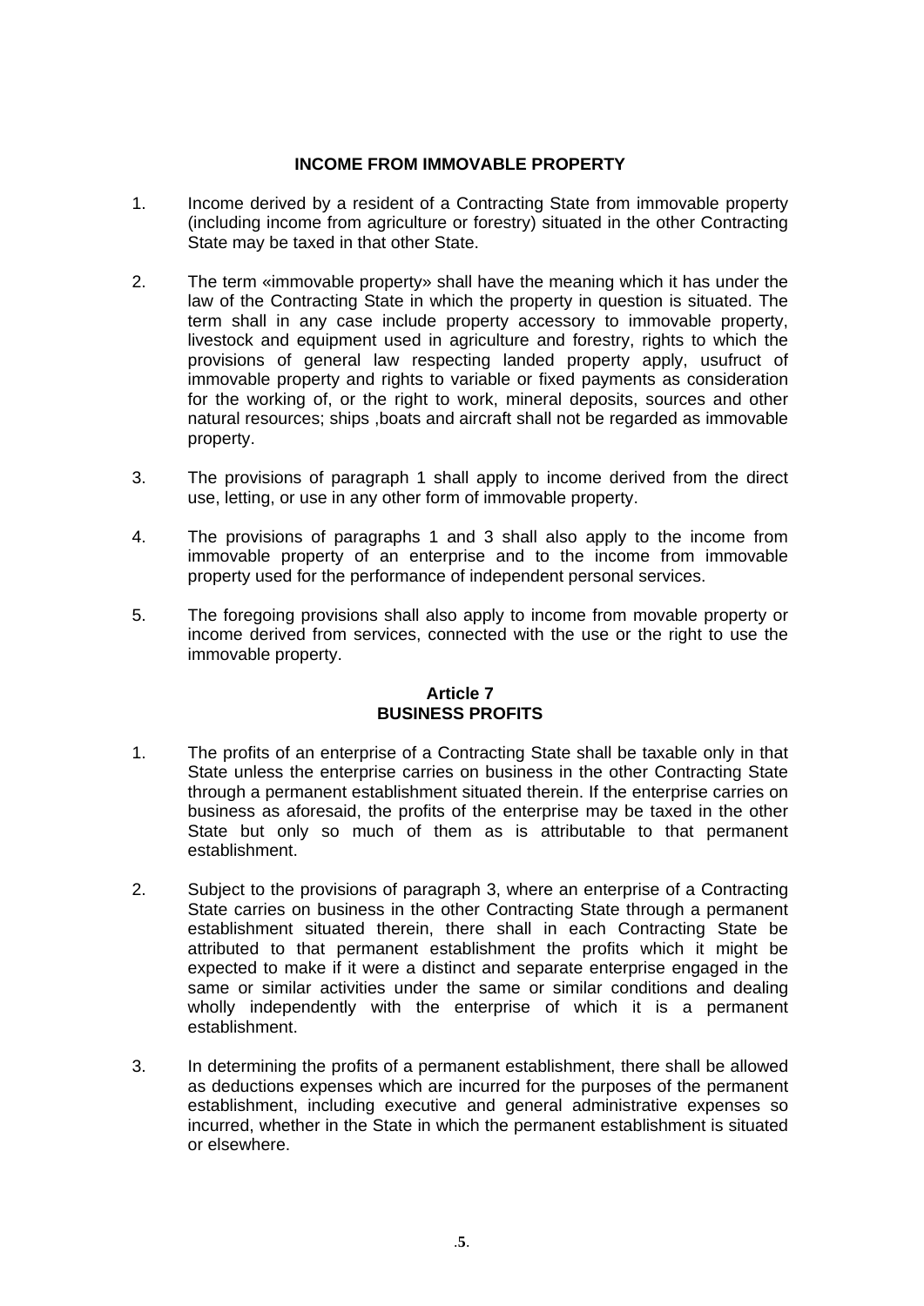## INCOME FROM IMMOVABLE PROPERTY

1. Income derived by a resident of a Contracting State from immovable property (including income from agriculture or forestry) situated in the other Contracting State may be taxed in that other State.

2. The term «immovable property» shall have the meaning which it has under the law of the Contracting State in which the property in question is situated. The term shall in any case include property accessory to immovable property, livestock and equipment used in agriculture and forestry, rights to which the provisions of general law respecting landed property apply, usufruct of immovable property and rights to variable or fixed payments as consideration for the working of, or the right to work, mineral deposits, sources and other natural resources; ships ,boats and aircraft shall not be regarded as immovable property.

3. The provisions of paragraph 1 shall apply to income derived from the direct use, letting, or use in any other form of immovable property.

4. The provisions of paragraphs 1 and 3 shall also apply to the income from immovable property of an enterprise and to the income from immovable property used for the performance of independent personal services.

5. The foregoing provisions shall also apply to income from movable property or income derived from services, connected with the use or the right to use the immovable property.

## Article 7
## BUSINESS PROFITS

1. The profits of an enterprise of a Contracting State shall be taxable only in that State unless the enterprise carries on business in the other Contracting State through a permanent establishment situated therein. If the enterprise carries on business as aforesaid, the profits of the enterprise may be taxed in the other State but only so much of them as is attributable to that permanent establishment.

2. Subject to the provisions of paragraph 3, where an enterprise of a Contracting State carries on business in the other Contracting State through a permanent establishment situated therein, there shall in each Contracting State be attributed to that permanent establishment the profits which it might be expected to make if it were a distinct and separate enterprise engaged in the same or similar activities under the same or similar conditions and dealing wholly independently with the enterprise of which it is a permanent establishment.

3. In determining the profits of a permanent establishment, there shall be allowed as deductions expenses which are incurred for the purposes of the permanent establishment, including executive and general administrative expenses so incurred, whether in the State in which the permanent establishment is situated or elsewhere.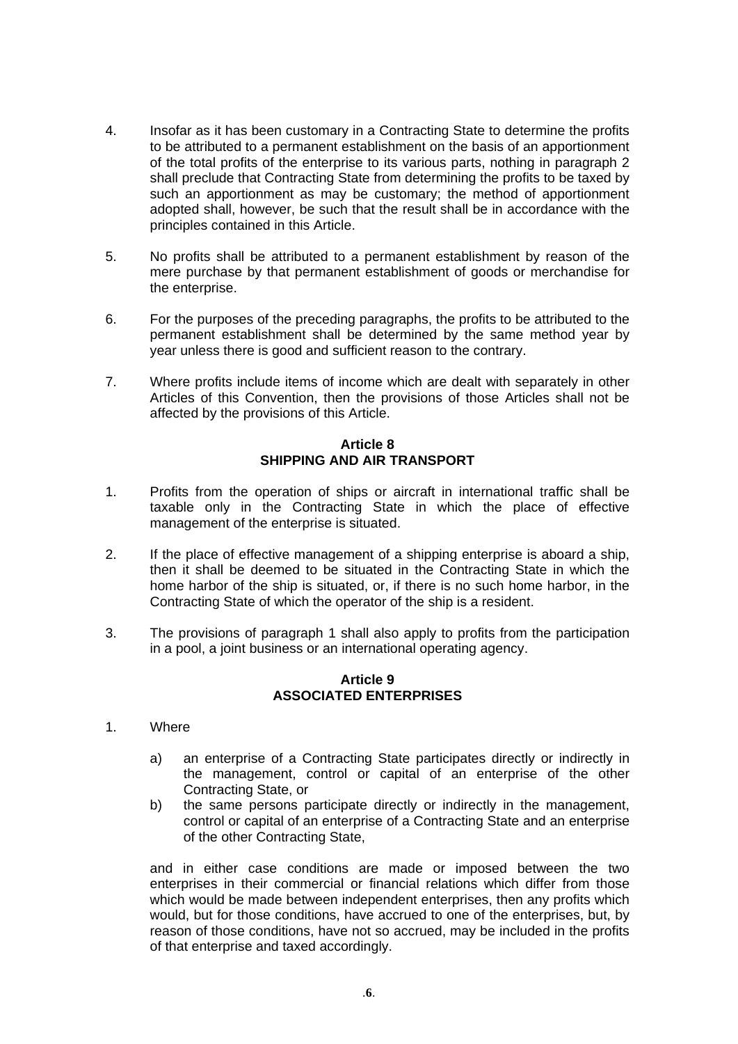4. Insofar as it has been customary in a Contracting State to determine the profits to be attributed to a permanent establishment on the basis of an apportionment of the total profits of the enterprise to its various parts, nothing in paragraph 2 shall preclude that Contracting State from determining the profits to be taxed by such an apportionment as may be customary; the method of apportionment adopted shall, however, be such that the result shall be in accordance with the principles contained in this Article.

5. No profits shall be attributed to a permanent establishment by reason of the mere purchase by that permanent establishment of goods or merchandise for the enterprise.

6. For the purposes of the preceding paragraphs, the profits to be attributed to the permanent establishment shall be determined by the same method year by year unless there is good and sufficient reason to the contrary.

7. Where profits include items of income which are dealt with separately in other Articles of this Convention, then the provisions of those Articles shall not be affected by the provisions of this Article.

## Article 8
## SHIPPING AND AIR TRANSPORT

1. Profits from the operation of ships or aircraft in international traffic shall be taxable only in the Contracting State in which the place of effective management of the enterprise is situated.

2. If the place of effective management of a shipping enterprise is aboard a ship, then it shall be deemed to be situated in the Contracting State in which the home harbor of the ship is situated, or, if there is no such home harbor, in the Contracting State of which the operator of the ship is a resident.

3. The provisions of paragraph 1 shall also apply to profits from the participation in a pool, a joint business or an international operating agency.

## Article 9
## ASSOCIATED ENTERPRISES

1. Where

   a) an enterprise of a Contracting State participates directly or indirectly in the management, control or capital of an enterprise of the other Contracting State, or
   b) the same persons participate directly or indirectly in the management, control or capital of an enterprise of a Contracting State and an enterprise of the other Contracting State,

   and in either case conditions are made or imposed between the two enterprises in their commercial or financial relations which differ from those which would be made between independent enterprises, then any profits which would, but for those conditions, have accrued to one of the enterprises, but, by reason of those conditions, have not so accrued, may be included in the profits of that enterprise and taxed accordingly.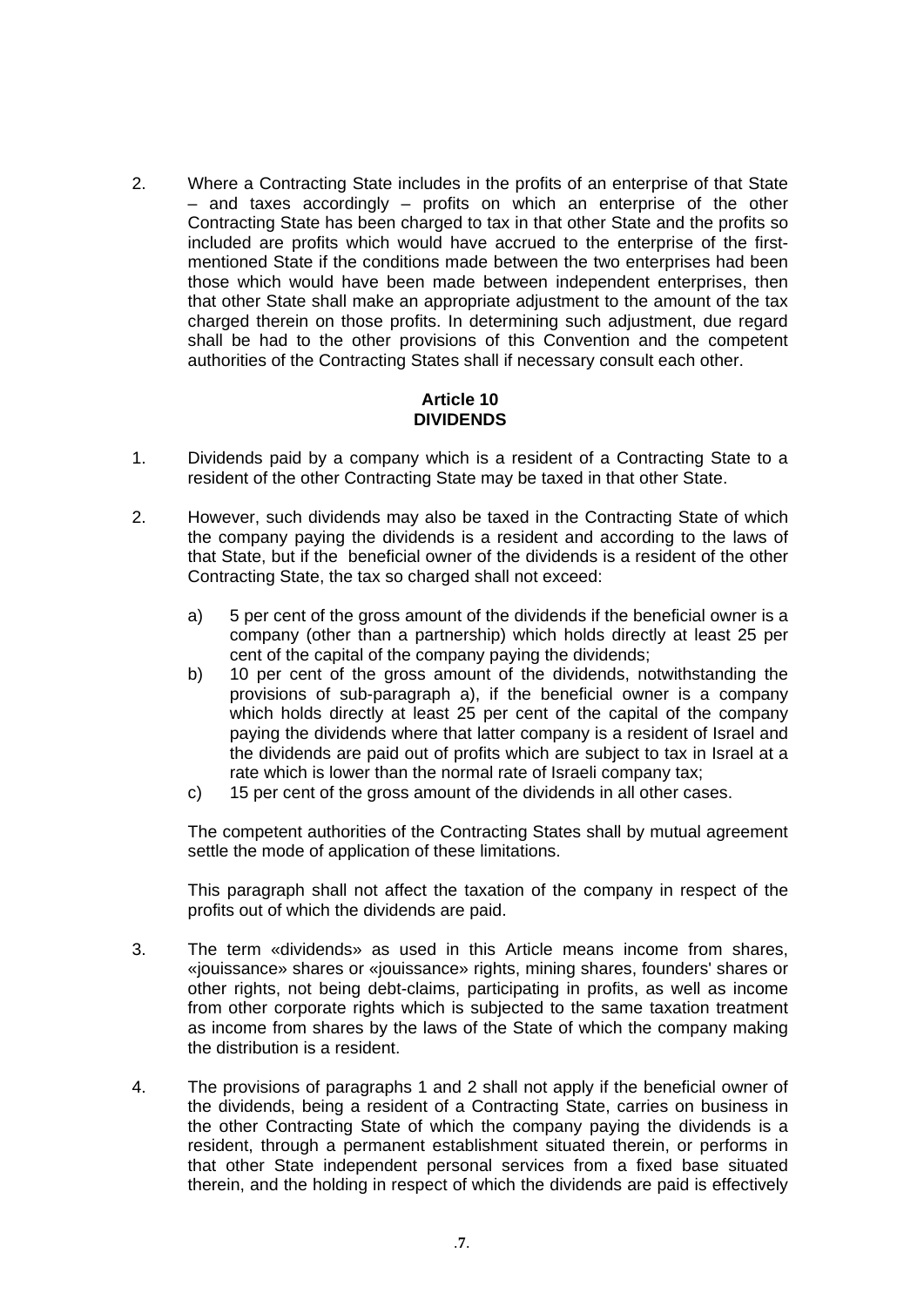2. Where a Contracting State includes in the profits of an enterprise of that State – and taxes accordingly – profits on which an enterprise of the other Contracting State has been charged to tax in that other State and the profits so included are profits which would have accrued to the enterprise of the first-mentioned State if the conditions made between the two enterprises had been those which would have been made between independent enterprises, then that other State shall make an appropriate adjustment to the amount of the tax charged therein on those profits. In determining such adjustment, due regard shall be had to the other provisions of this Convention and the competent authorities of the Contracting States shall if necessary consult each other.

**Article 10**
**DIVIDENDS**

1. Dividends paid by a company which is a resident of a Contracting State to a resident of the other Contracting State may be taxed in that other State.

2. However, such dividends may also be taxed in the Contracting State of which the company paying the dividends is a resident and according to the laws of that State, but if the beneficial owner of the dividends is a resident of the other Contracting State, the tax so charged shall not exceed:

   a) 5 per cent of the gross amount of the dividends if the beneficial owner is a company (other than a partnership) which holds directly at least 25 per cent of the capital of the company paying the dividends;
   b) 10 per cent of the gross amount of the dividends, notwithstanding the provisions of sub-paragraph a), if the beneficial owner is a company which holds directly at least 25 per cent of the capital of the company paying the dividends where that latter company is a resident of Israel and the dividends are paid out of profits which are subject to tax in Israel at a rate which is lower than the normal rate of Israeli company tax;
   c) 15 per cent of the gross amount of the dividends in all other cases.

   The competent authorities of the Contracting States shall by mutual agreement settle the mode of application of these limitations.

   This paragraph shall not affect the taxation of the company in respect of the profits out of which the dividends are paid.

3. The term «dividends» as used in this Article means income from shares, «jouissance» shares or «jouissance» rights, mining shares, founders' shares or other rights, not being debt-claims, participating in profits, as well as income from other corporate rights which is subjected to the same taxation treatment as income from shares by the laws of the State of which the company making the distribution is a resident.

4. The provisions of paragraphs 1 and 2 shall not apply if the beneficial owner of the dividends, being a resident of a Contracting State, carries on business in the other Contracting State of which the company paying the dividends is a resident, through a permanent establishment situated therein, or performs in that other State independent personal services from a fixed base situated therein, and the holding in respect of which the dividends are paid is effectively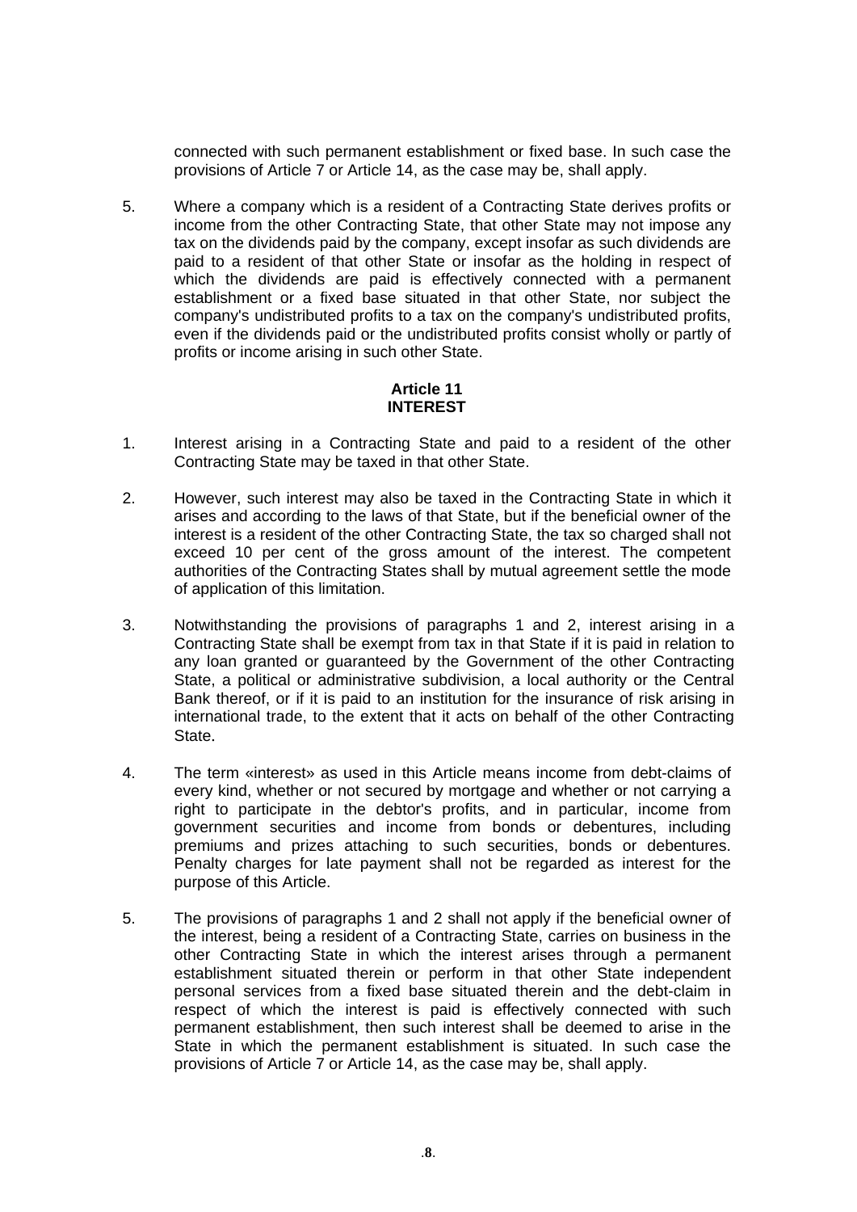connected with such permanent establishment or fixed base. In such case the provisions of Article 7 or Article 14, as the case may be, shall apply.

5. Where a company which is a resident of a Contracting State derives profits or income from the other Contracting State, that other State may not impose any tax on the dividends paid by the company, except insofar as such dividends are paid to a resident of that other State or insofar as the holding in respect of which the dividends are paid is effectively connected with a permanent establishment or a fixed base situated in that other State, nor subject the company's undistributed profits to a tax on the company's undistributed profits, even if the dividends paid or the undistributed profits consist wholly or partly of profits or income arising in such other State.

## Article 11
## INTEREST

1. Interest arising in a Contracting State and paid to a resident of the other Contracting State may be taxed in that other State.

2. However, such interest may also be taxed in the Contracting State in which it arises and according to the laws of that State, but if the beneficial owner of the interest is a resident of the other Contracting State, the tax so charged shall not exceed 10 per cent of the gross amount of the interest. The competent authorities of the Contracting States shall by mutual agreement settle the mode of application of this limitation.

3. Notwithstanding the provisions of paragraphs 1 and 2, interest arising in a Contracting State shall be exempt from tax in that State if it is paid in relation to any loan granted or guaranteed by the Government of the other Contracting State, a political or administrative subdivision, a local authority or the Central Bank thereof, or if it is paid to an institution for the insurance of risk arising in international trade, to the extent that it acts on behalf of the other Contracting State.

4. The term «interest» as used in this Article means income from debt-claims of every kind, whether or not secured by mortgage and whether or not carrying a right to participate in the debtor's profits, and in particular, income from government securities and income from bonds or debentures, including premiums and prizes attaching to such securities, bonds or debentures. Penalty charges for late payment shall not be regarded as interest for the purpose of this Article.

5. The provisions of paragraphs 1 and 2 shall not apply if the beneficial owner of the interest, being a resident of a Contracting State, carries on business in the other Contracting State in which the interest arises through a permanent establishment situated therein or perform in that other State independent personal services from a fixed base situated therein and the debt-claim in respect of which the interest is paid is effectively connected with such permanent establishment, then such interest shall be deemed to arise in the State in which the permanent establishment is situated. In such case the provisions of Article 7 or Article 14, as the case may be, shall apply.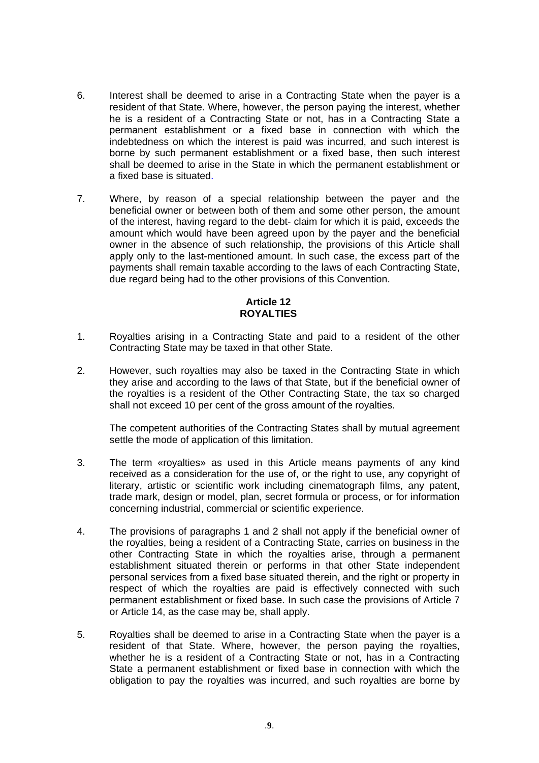6. Interest shall be deemed to arise in a Contracting State when the payer is a resident of that State. Where, however, the person paying the interest, whether he is a resident of a Contracting State or not, has in a Contracting State a permanent establishment or a fixed base in connection with which the indebtedness on which the interest is paid was incurred, and such interest is borne by such permanent establishment or a fixed base, then such interest shall be deemed to arise in the State in which the permanent establishment or a fixed base is situated.

7. Where, by reason of a special relationship between the payer and the beneficial owner or between both of them and some other person, the amount of the interest, having regard to the debt- claim for which it is paid, exceeds the amount which would have been agreed upon by the payer and the beneficial owner in the absence of such relationship, the provisions of this Article shall apply only to the last-mentioned amount. In such case, the excess part of the payments shall remain taxable according to the laws of each Contracting State, due regard being had to the other provisions of this Convention.

## Article 12
## ROYALTIES

1. Royalties arising in a Contracting State and paid to a resident of the other Contracting State may be taxed in that other State.

2. However, such royalties may also be taxed in the Contracting State in which they arise and according to the laws of that State, but if the beneficial owner of the royalties is a resident of the Other Contracting State, the tax so charged shall not exceed 10 per cent of the gross amount of the royalties.

   The competent authorities of the Contracting States shall by mutual agreement settle the mode of application of this limitation.

3. The term «royalties» as used in this Article means payments of any kind received as a consideration for the use of, or the right to use, any copyright of literary, artistic or scientific work including cinematograph films, any patent, trade mark, design or model, plan, secret formula or process, or for information concerning industrial, commercial or scientific experience.

4. The provisions of paragraphs 1 and 2 shall not apply if the beneficial owner of the royalties, being a resident of a Contracting State, carries on business in the other Contracting State in which the royalties arise, through a permanent establishment situated therein or performs in that other State independent personal services from a fixed base situated therein, and the right or property in respect of which the royalties are paid is effectively connected with such permanent establishment or fixed base. In such case the provisions of Article 7 or Article 14, as the case may be, shall apply.

5. Royalties shall be deemed to arise in a Contracting State when the payer is a resident of that State. Where, however, the person paying the royalties, whether he is a resident of a Contracting State or not, has in a Contracting State a permanent establishment or fixed base in connection with which the obligation to pay the royalties was incurred, and such royalties are borne by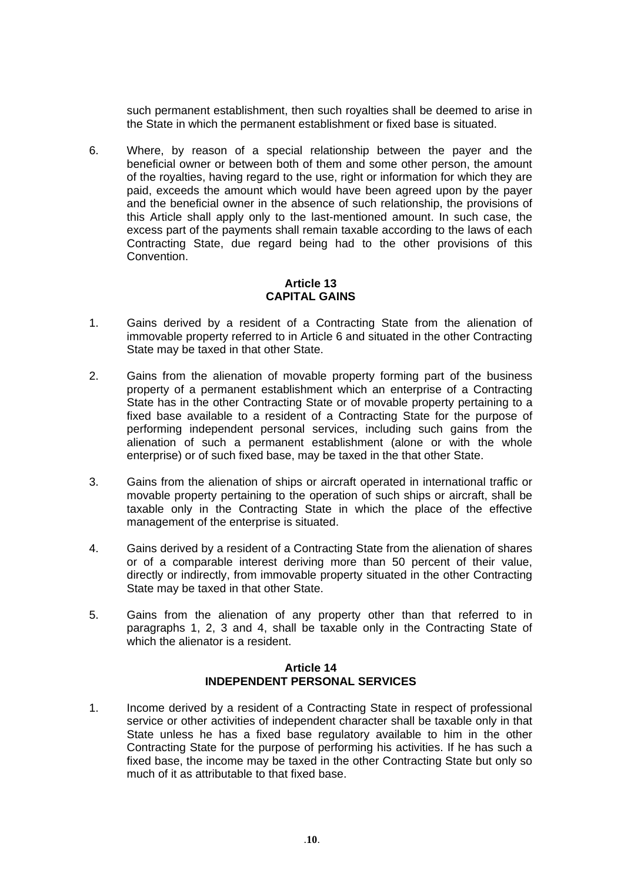such permanent establishment, then such royalties shall be deemed to arise in the State in which the permanent establishment or fixed base is situated.

6. Where, by reason of a special relationship between the payer and the beneficial owner or between both of them and some other person, the amount of the royalties, having regard to the use, right or information for which they are paid, exceeds the amount which would have been agreed upon by the payer and the beneficial owner in the absence of such relationship, the provisions of this Article shall apply only to the last-mentioned amount. In such case, the excess part of the payments shall remain taxable according to the laws of each Contracting State, due regard being had to the other provisions of this Convention.

### Article 13
### CAPITAL GAINS

1. Gains derived by a resident of a Contracting State from the alienation of immovable property referred to in Article 6 and situated in the other Contracting State may be taxed in that other State.

2. Gains from the alienation of movable property forming part of the business property of a permanent establishment which an enterprise of a Contracting State has in the other Contracting State or of movable property pertaining to a fixed base available to a resident of a Contracting State for the purpose of performing independent personal services, including such gains from the alienation of such a permanent establishment (alone or with the whole enterprise) or of such fixed base, may be taxed in the that other State.

3. Gains from the alienation of ships or aircraft operated in international traffic or movable property pertaining to the operation of such ships or aircraft, shall be taxable only in the Contracting State in which the place of the effective management of the enterprise is situated.

4. Gains derived by a resident of a Contracting State from the alienation of shares or of a comparable interest deriving more than 50 percent of their value, directly or indirectly, from immovable property situated in the other Contracting State may be taxed in that other State.

5. Gains from the alienation of any property other than that referred to in paragraphs 1, 2, 3 and 4, shall be taxable only in the Contracting State of which the alienator is a resident.

### Article 14
### INDEPENDENT PERSONAL SERVICES

1. Income derived by a resident of a Contracting State in respect of professional service or other activities of independent character shall be taxable only in that State unless he has a fixed base regulatory available to him in the other Contracting State for the purpose of performing his activities. If he has such a fixed base, the income may be taxed in the other Contracting State but only so much of it as attributable to that fixed base.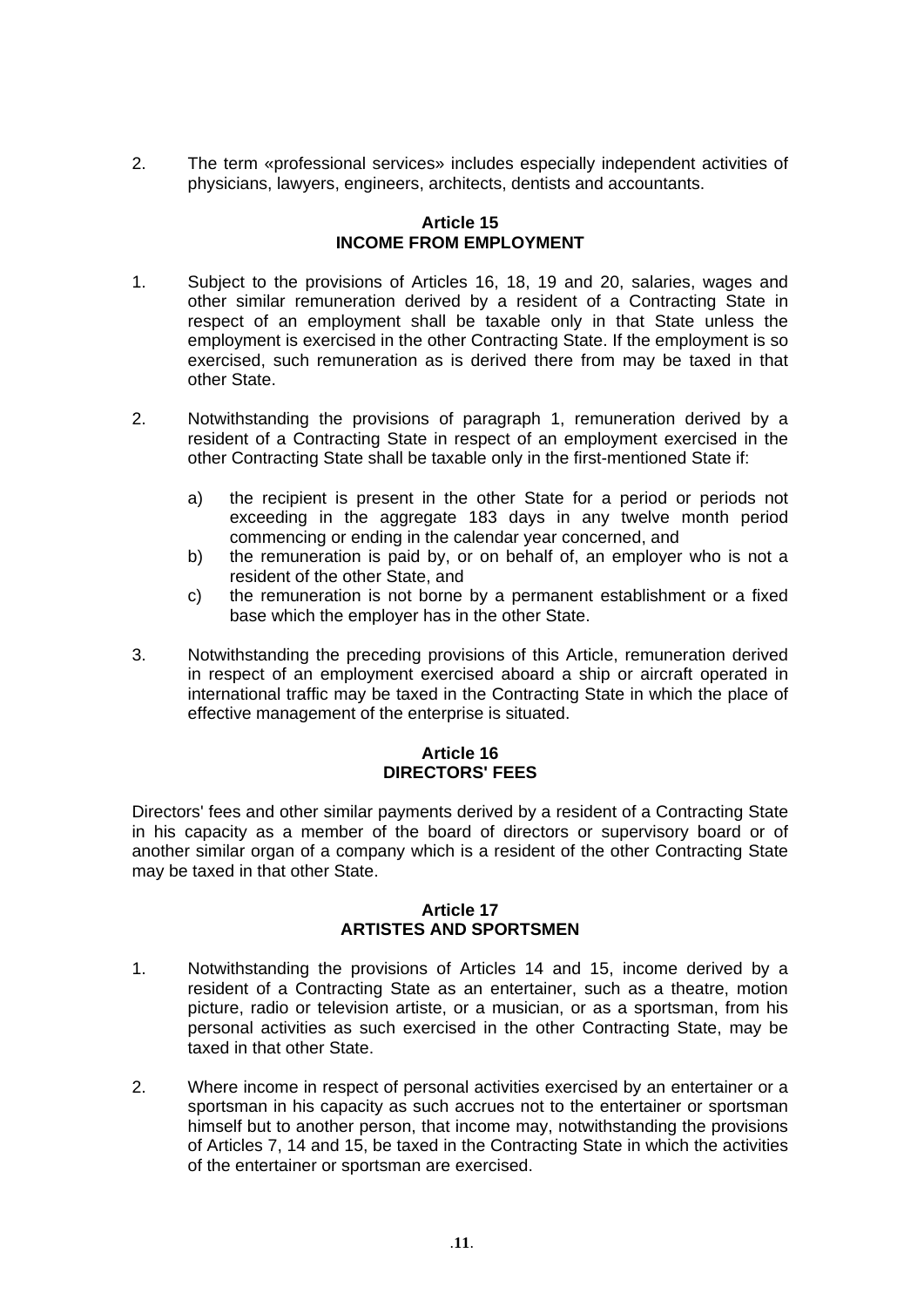2. The term «professional services» includes especially independent activities of physicians, lawyers, engineers, architects, dentists and accountants.

### Article 15
### INCOME FROM EMPLOYMENT

1. Subject to the provisions of Articles 16, 18, 19 and 20, salaries, wages and other similar remuneration derived by a resident of a Contracting State in respect of an employment shall be taxable only in that State unless the employment is exercised in the other Contracting State. If the employment is so exercised, such remuneration as is derived there from may be taxed in that other State.

2. Notwithstanding the provisions of paragraph 1, remuneration derived by a resident of a Contracting State in respect of an employment exercised in the other Contracting State shall be taxable only in the first-mentioned State if:

   a) the recipient is present in the other State for a period or periods not exceeding in the aggregate 183 days in any twelve month period commencing or ending in the calendar year concerned, and
   b) the remuneration is paid by, or on behalf of, an employer who is not a resident of the other State, and
   c) the remuneration is not borne by a permanent establishment or a fixed base which the employer has in the other State.

3. Notwithstanding the preceding provisions of this Article, remuneration derived in respect of an employment exercised aboard a ship or aircraft operated in international traffic may be taxed in the Contracting State in which the place of effective management of the enterprise is situated.

### Article 16
### DIRECTORS' FEES

Directors' fees and other similar payments derived by a resident of a Contracting State in his capacity as a member of the board of directors or supervisory board or of another similar organ of a company which is a resident of the other Contracting State may be taxed in that other State.

### Article 17
### ARTISTES AND SPORTSMEN

1. Notwithstanding the provisions of Articles 14 and 15, income derived by a resident of a Contracting State as an entertainer, such as a theatre, motion picture, radio or television artiste, or a musician, or as a sportsman, from his personal activities as such exercised in the other Contracting State, may be taxed in that other State.

2. Where income in respect of personal activities exercised by an entertainer or a sportsman in his capacity as such accrues not to the entertainer or sportsman himself but to another person, that income may, notwithstanding the provisions of Articles 7, 14 and 15, be taxed in the Contracting State in which the activities of the entertainer or sportsman are exercised.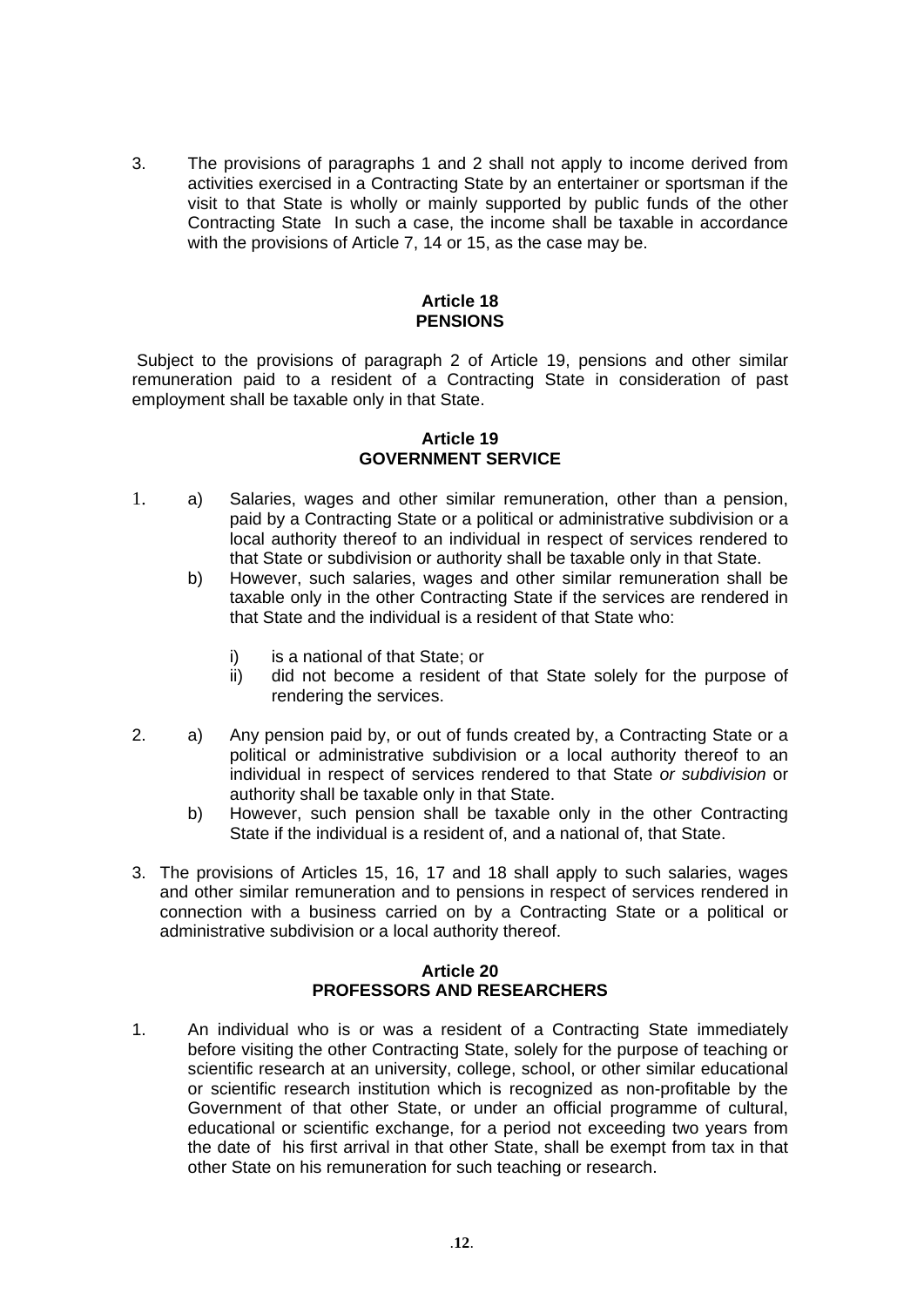3. The provisions of paragraphs 1 and 2 shall not apply to income derived from activities exercised in a Contracting State by an entertainer or sportsman if the visit to that State is wholly or mainly supported by public funds of the other Contracting State In such a case, the income shall be taxable in accordance with the provisions of Article 7, 14 or 15, as the case may be.

**Article 18**
**PENSIONS**

Subject to the provisions of paragraph 2 of Article 19, pensions and other similar remuneration paid to a resident of a Contracting State in consideration of past employment shall be taxable only in that State.

**Article 19**
**GOVERNMENT SERVICE**

1. a) Salaries, wages and other similar remuneration, other than a pension, paid by a Contracting State or a political or administrative subdivision or a local authority thereof to an individual in respect of services rendered to that State or subdivision or authority shall be taxable only in that State.
   b) However, such salaries, wages and other similar remuneration shall be taxable only in the other Contracting State if the services are rendered in that State and the individual is a resident of that State who:

      i) is a national of that State; or
      ii) did not become a resident of that State solely for the purpose of rendering the services.

2. a) Any pension paid by, or out of funds created by, a Contracting State or a political or administrative subdivision or a local authority thereof to an individual in respect of services rendered to that State *or subdivision* or authority shall be taxable only in that State.
   b) However, such pension shall be taxable only in the other Contracting State if the individual is a resident of, and a national of, that State.

3. The provisions of Articles 15, 16, 17 and 18 shall apply to such salaries, wages and other similar remuneration and to pensions in respect of services rendered in connection with a business carried on by a Contracting State or a political or administrative subdivision or a local authority thereof.

**Article 20**
**PROFESSORS AND RESEARCHERS**

1. An individual who is or was a resident of a Contracting State immediately before visiting the other Contracting State, solely for the purpose of teaching or scientific research at an university, college, school, or other similar educational or scientific research institution which is recognized as non-profitable by the Government of that other State, or under an official programme of cultural, educational or scientific exchange, for a period not exceeding two years from the date of his first arrival in that other State, shall be exempt from tax in that other State on his remuneration for such teaching or research.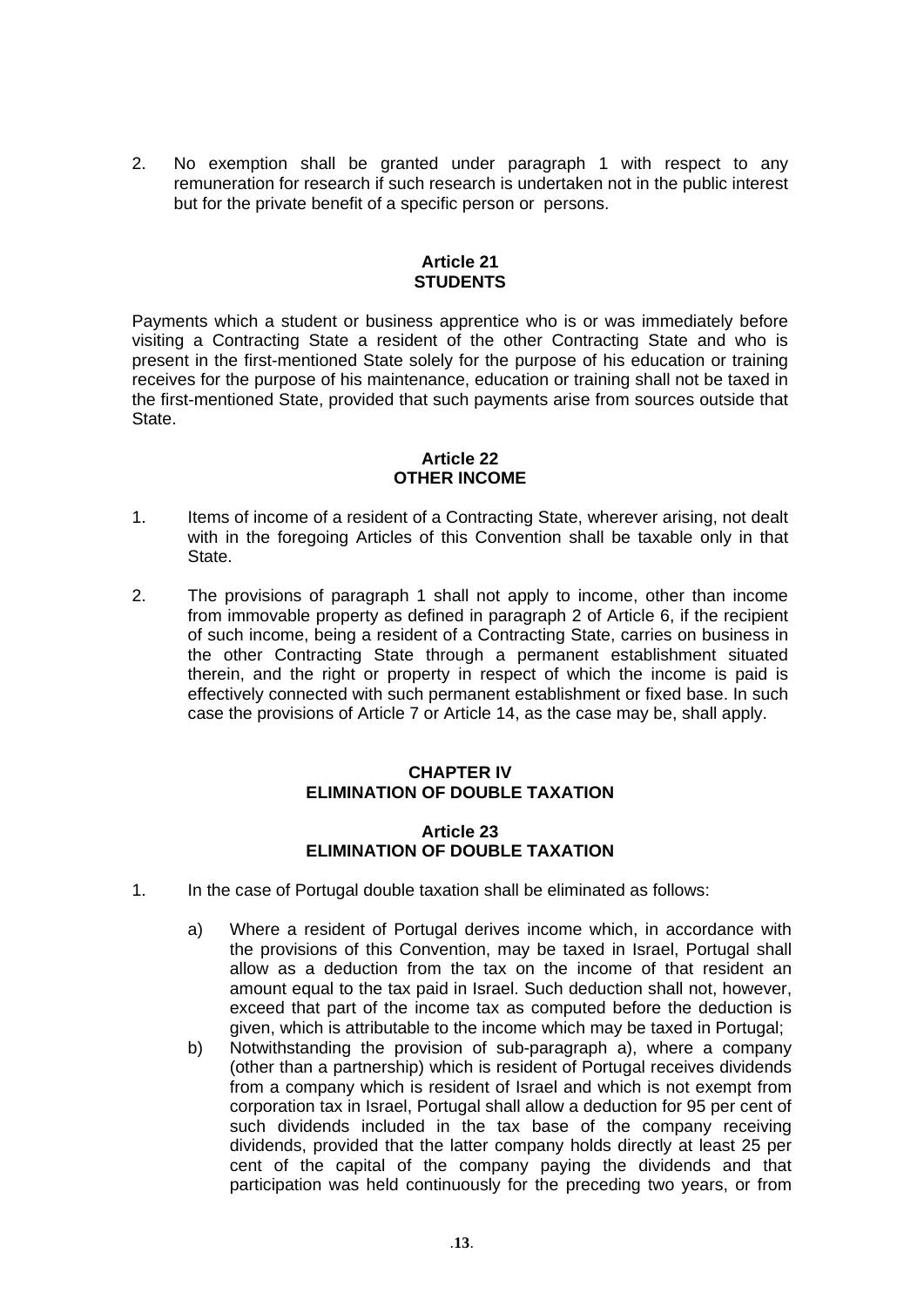2. No exemption shall be granted under paragraph 1 with respect to any remuneration for research if such research is undertaken not in the public interest but for the private benefit of a specific person or persons.

### Article 21
### STUDENTS

Payments which a student or business apprentice who is or was immediately before visiting a Contracting State a resident of the other Contracting State and who is present in the first-mentioned State solely for the purpose of his education or training receives for the purpose of his maintenance, education or training shall not be taxed in the first-mentioned State, provided that such payments arise from sources outside that State.

### Article 22
### OTHER INCOME

1. Items of income of a resident of a Contracting State, wherever arising, not dealt with in the foregoing Articles of this Convention shall be taxable only in that State.

2. The provisions of paragraph 1 shall not apply to income, other than income from immovable property as defined in paragraph 2 of Article 6, if the recipient of such income, being a resident of a Contracting State, carries on business in the other Contracting State through a permanent establishment situated therein, and the right or property in respect of which the income is paid is effectively connected with such permanent establishment or fixed base. In such case the provisions of Article 7 or Article 14, as the case may be, shall apply.

## CHAPTER IV
## ELIMINATION OF DOUBLE TAXATION

### Article 23
### ELIMINATION OF DOUBLE TAXATION

1. In the case of Portugal double taxation shall be eliminated as follows:

   a) Where a resident of Portugal derives income which, in accordance with the provisions of this Convention, may be taxed in Israel, Portugal shall allow as a deduction from the tax on the income of that resident an amount equal to the tax paid in Israel. Such deduction shall not, however, exceed that part of the income tax as computed before the deduction is given, which is attributable to the income which may be taxed in Portugal;

   b) Notwithstanding the provision of sub-paragraph a), where a company (other than a partnership) which is resident of Portugal receives dividends from a company which is resident of Israel and which is not exempt from corporation tax in Israel, Portugal shall allow a deduction for 95 per cent of such dividends included in the tax base of the company receiving dividends, provided that the latter company holds directly at least 25 per cent of the capital of the company paying the dividends and that participation was held continuously for the preceding two years, or from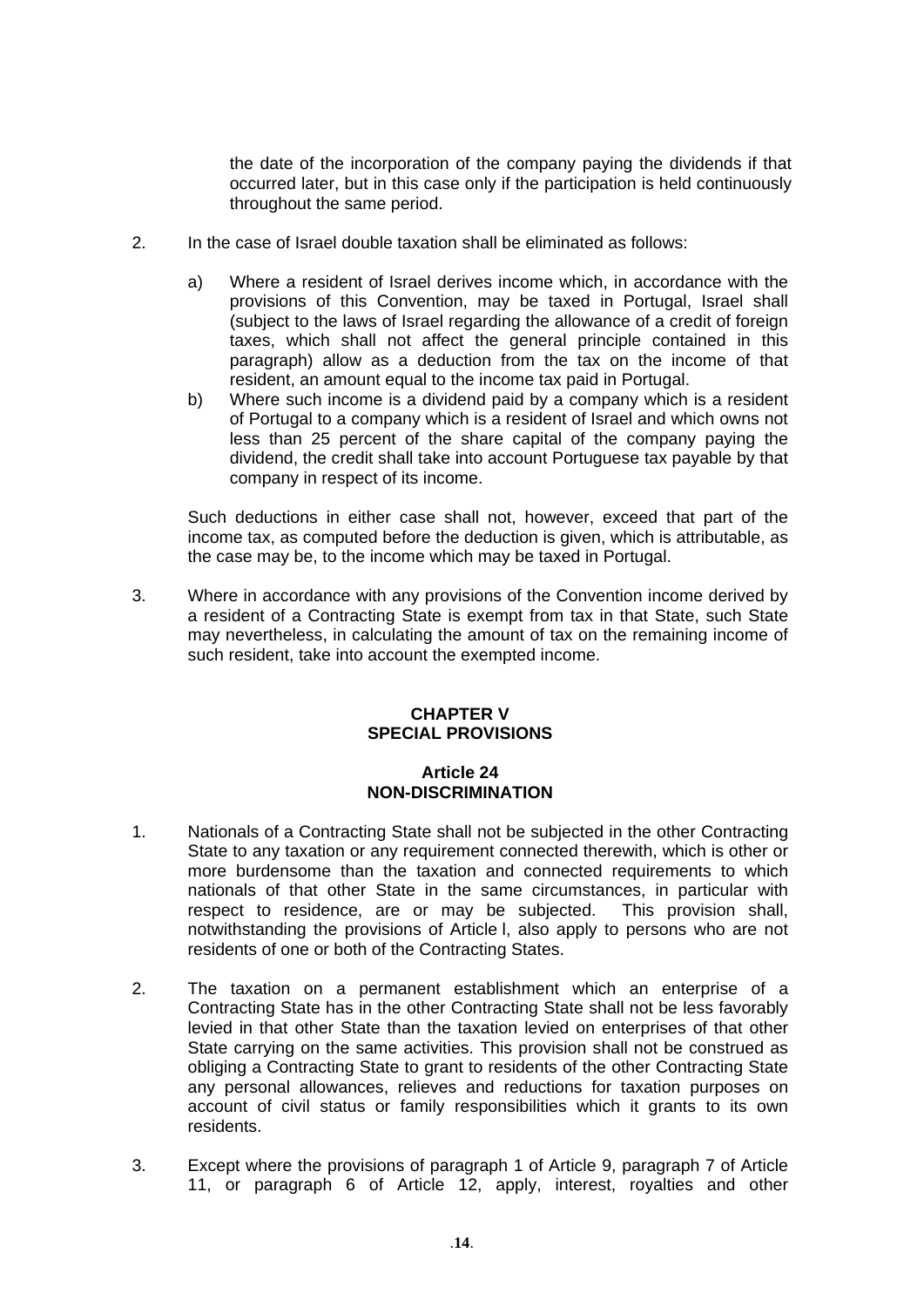the date of the incorporation of the company paying the dividends if that occurred later, but in this case only if the participation is held continuously throughout the same period.

2. In the case of Israel double taxation shall be eliminated as follows:

   a) Where a resident of Israel derives income which, in accordance with the provisions of this Convention, may be taxed in Portugal, Israel shall (subject to the laws of Israel regarding the allowance of a credit of foreign taxes, which shall not affect the general principle contained in this paragraph) allow as a deduction from the tax on the income of that resident, an amount equal to the income tax paid in Portugal.
   b) Where such income is a dividend paid by a company which is a resident of Portugal to a company which is a resident of Israel and which owns not less than 25 percent of the share capital of the company paying the dividend, the credit shall take into account Portuguese tax payable by that company in respect of its income.

   Such deductions in either case shall not, however, exceed that part of the income tax, as computed before the deduction is given, which is attributable, as the case may be, to the income which may be taxed in Portugal.

3. Where in accordance with any provisions of the Convention income derived by a resident of a Contracting State is exempt from tax in that State, such State may nevertheless, in calculating the amount of tax on the remaining income of such resident, take into account the exempted income.

## CHAPTER V
## SPECIAL PROVISIONS

### Article 24
### NON-DISCRIMINATION

1. Nationals of a Contracting State shall not be subjected in the other Contracting State to any taxation or any requirement connected therewith, which is other or more burdensome than the taxation and connected requirements to which nationals of that other State in the same circumstances, in particular with respect to residence, are or may be subjected. This provision shall, notwithstanding the provisions of Article l, also apply to persons who are not residents of one or both of the Contracting States.

2. The taxation on a permanent establishment which an enterprise of a Contracting State has in the other Contracting State shall not be less favorably levied in that other State than the taxation levied on enterprises of that other State carrying on the same activities. This provision shall not be construed as obliging a Contracting State to grant to residents of the other Contracting State any personal allowances, relieves and reductions for taxation purposes on account of civil status or family responsibilities which it grants to its own residents.

3. Except where the provisions of paragraph 1 of Article 9, paragraph 7 of Article 11, or paragraph 6 of Article 12, apply, interest, royalties and other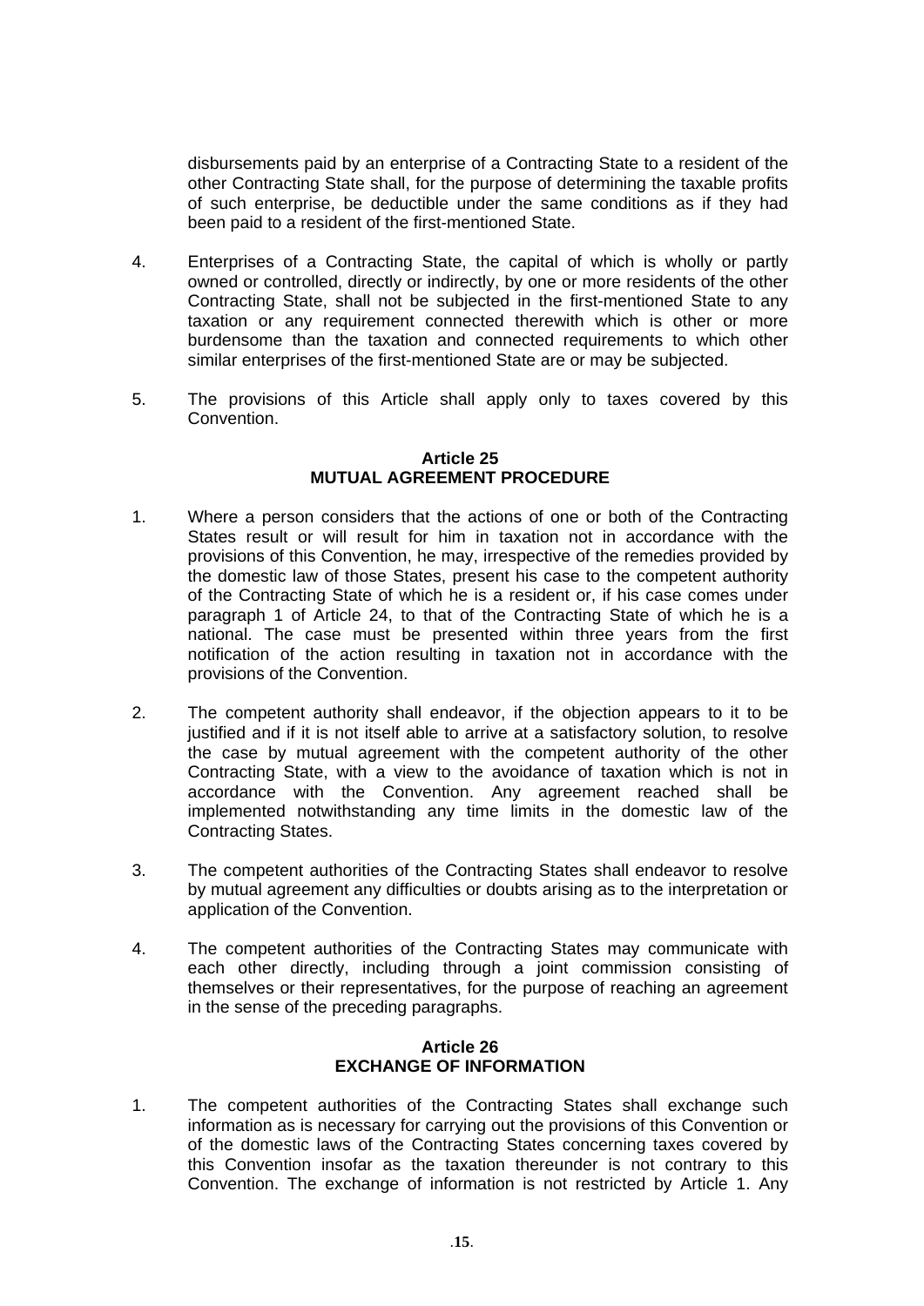disbursements paid by an enterprise of a Contracting State to a resident of the other Contracting State shall, for the purpose of determining the taxable profits of such enterprise, be deductible under the same conditions as if they had been paid to a resident of the first-mentioned State.

4. Enterprises of a Contracting State, the capital of which is wholly or partly owned or controlled, directly or indirectly, by one or more residents of the other Contracting State, shall not be subjected in the first-mentioned State to any taxation or any requirement connected therewith which is other or more burdensome than the taxation and connected requirements to which other similar enterprises of the first-mentioned State are or may be subjected.

5. The provisions of this Article shall apply only to taxes covered by this Convention.

**Article 25**
**MUTUAL AGREEMENT PROCEDURE**

1. Where a person considers that the actions of one or both of the Contracting States result or will result for him in taxation not in accordance with the provisions of this Convention, he may, irrespective of the remedies provided by the domestic law of those States, present his case to the competent authority of the Contracting State of which he is a resident or, if his case comes under paragraph 1 of Article 24, to that of the Contracting State of which he is a national. The case must be presented within three years from the first notification of the action resulting in taxation not in accordance with the provisions of the Convention.

2. The competent authority shall endeavor, if the objection appears to it to be justified and if it is not itself able to arrive at a satisfactory solution, to resolve the case by mutual agreement with the competent authority of the other Contracting State, with a view to the avoidance of taxation which is not in accordance with the Convention. Any agreement reached shall be implemented notwithstanding any time limits in the domestic law of the Contracting States.

3. The competent authorities of the Contracting States shall endeavor to resolve by mutual agreement any difficulties or doubts arising as to the interpretation or application of the Convention.

4. The competent authorities of the Contracting States may communicate with each other directly, including through a joint commission consisting of themselves or their representatives, for the purpose of reaching an agreement in the sense of the preceding paragraphs.

**Article 26**
**EXCHANGE OF INFORMATION**

1. The competent authorities of the Contracting States shall exchange such information as is necessary for carrying out the provisions of this Convention or of the domestic laws of the Contracting States concerning taxes covered by this Convention insofar as the taxation thereunder is not contrary to this Convention. The exchange of information is not restricted by Article 1. Any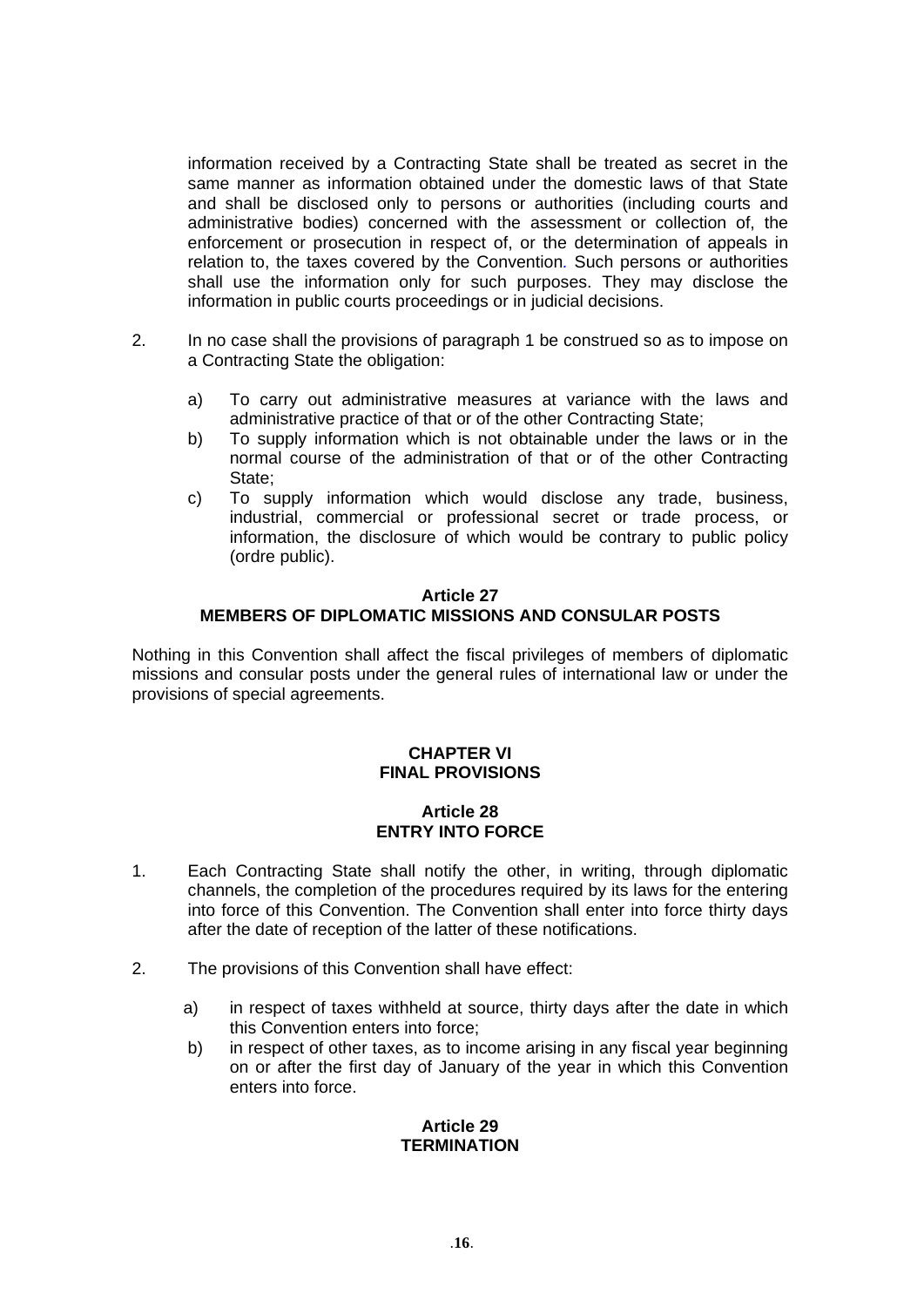information received by a Contracting State shall be treated as secret in the same manner as information obtained under the domestic laws of that State and shall be disclosed only to persons or authorities (including courts and administrative bodies) concerned with the assessment or collection of, the enforcement or prosecution in respect of, or the determination of appeals in relation to, the taxes covered by the Convention. Such persons or authorities shall use the information only for such purposes. They may disclose the information in public courts proceedings or in judicial decisions.

2. In no case shall the provisions of paragraph 1 be construed so as to impose on a Contracting State the obligation:

   a) To carry out administrative measures at variance with the laws and administrative practice of that or of the other Contracting State;
   b) To supply information which is not obtainable under the laws or in the normal course of the administration of that or of the other Contracting State;
   c) To supply information which would disclose any trade, business, industrial, commercial or professional secret or trade process, or information, the disclosure of which would be contrary to public policy (ordre public).

### Article 27
### MEMBERS OF DIPLOMATIC MISSIONS AND CONSULAR POSTS

Nothing in this Convention shall affect the fiscal privileges of members of diplomatic missions and consular posts under the general rules of international law or under the provisions of special agreements.

## CHAPTER VI
## FINAL PROVISIONS

### Article 28
### ENTRY INTO FORCE

1. Each Contracting State shall notify the other, in writing, through diplomatic channels, the completion of the procedures required by its laws for the entering into force of this Convention. The Convention shall enter into force thirty days after the date of reception of the latter of these notifications.

2. The provisions of this Convention shall have effect:

   a) in respect of taxes withheld at source, thirty days after the date in which this Convention enters into force;
   b) in respect of other taxes, as to income arising in any fiscal year beginning on or after the first day of January of the year in which this Convention enters into force.

### Article 29
### TERMINATION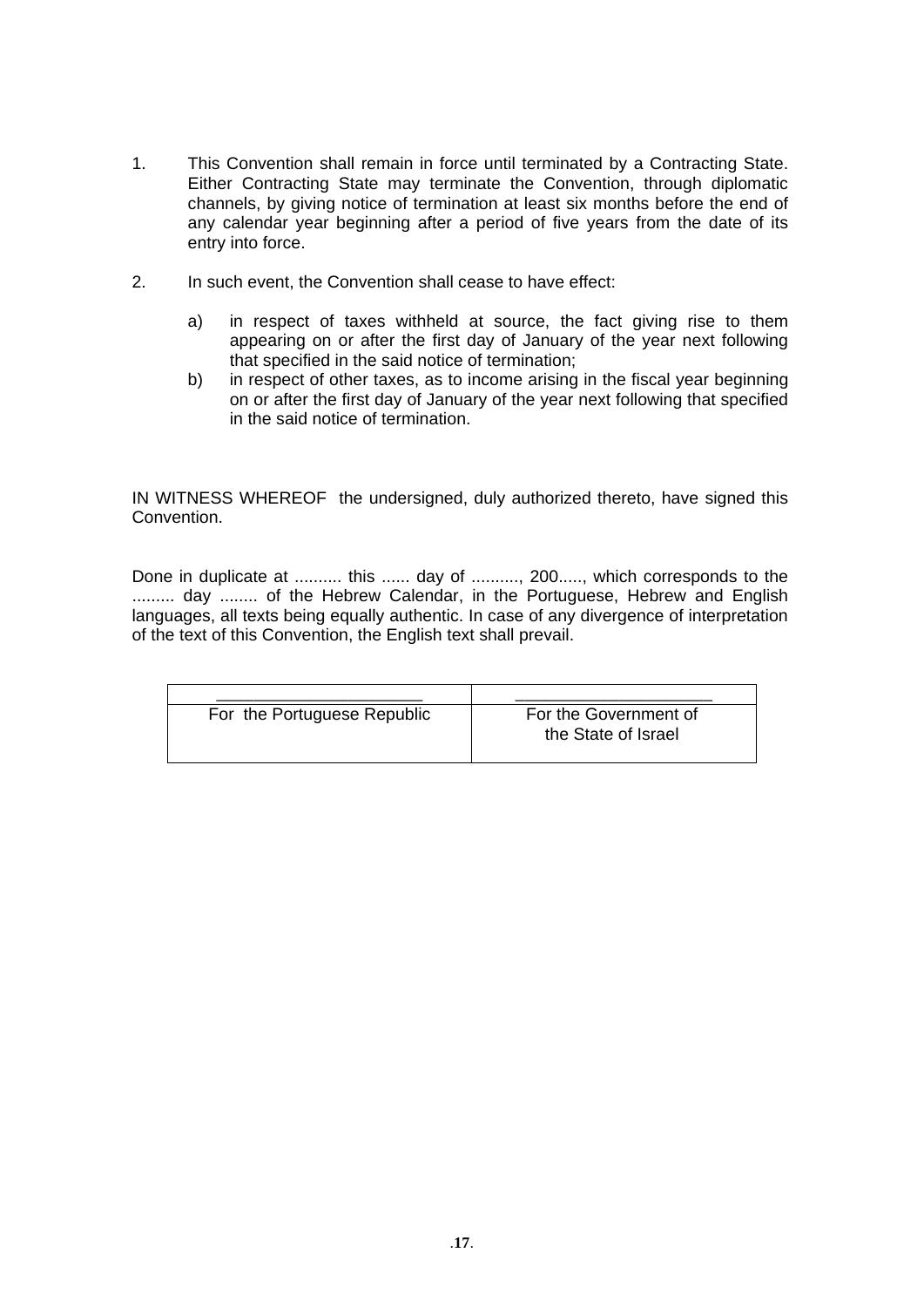1. This Convention shall remain in force until terminated by a Contracting State. Either Contracting State may terminate the Convention, through diplomatic channels, by giving notice of termination at least six months before the end of any calendar year beginning after a period of five years from the date of its entry into force.

2. In such event, the Convention shall cease to have effect:

   a) in respect of taxes withheld at source, the fact giving rise to them appearing on or after the first day of January of the year next following that specified in the said notice of termination;
   b) in respect of other taxes, as to income arising in the fiscal year beginning on or after the first day of January of the year next following that specified in the said notice of termination.

IN WITNESS WHEREOF the undersigned, duly authorized thereto, have signed this Convention.

Done in duplicate at .......... this ...... day of .........., 200....., which corresponds to the ......... day ........ of the Hebrew Calendar, in the Portuguese, Hebrew and English languages, all texts being equally authentic. In case of any divergence of interpretation of the text of this Convention, the English text shall prevail.

| ______________________ | ______________________ |
|---|---|
| For the Portuguese Republic | For the Government of the State of Israel |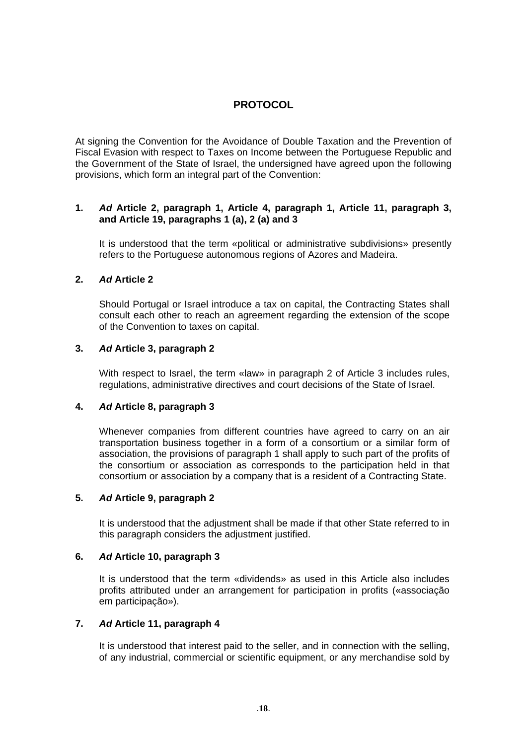# PROTOCOL

At signing the Convention for the Avoidance of Double Taxation and the Prevention of Fiscal Evasion with respect to Taxes on Income between the Portuguese Republic and the Government of the State of Israel, the undersigned have agreed upon the following provisions, which form an integral part of the Convention:

**1. *Ad* Article 2, paragraph 1, Article 4, paragraph 1, Article 11, paragraph 3, and Article 19, paragraphs 1 (a), 2 (a) and 3**

It is understood that the term «political or administrative subdivisions» presently refers to the Portuguese autonomous regions of Azores and Madeira.

**2. *Ad* Article 2**

Should Portugal or Israel introduce a tax on capital, the Contracting States shall consult each other to reach an agreement regarding the extension of the scope of the Convention to taxes on capital.

**3. *Ad* Article 3, paragraph 2**

With respect to Israel, the term «law» in paragraph 2 of Article 3 includes rules, regulations, administrative directives and court decisions of the State of Israel.

**4. *Ad* Article 8, paragraph 3**

Whenever companies from different countries have agreed to carry on an air transportation business together in a form of a consortium or a similar form of association, the provisions of paragraph 1 shall apply to such part of the profits of the consortium or association as corresponds to the participation held in that consortium or association by a company that is a resident of a Contracting State.

**5. *Ad* Article 9, paragraph 2**

It is understood that the adjustment shall be made if that other State referred to in this paragraph considers the adjustment justified.

**6. *Ad* Article 10, paragraph 3**

It is understood that the term «dividends» as used in this Article also includes profits attributed under an arrangement for participation in profits («associação em participação»).

**7. *Ad* Article 11, paragraph 4**

It is understood that interest paid to the seller, and in connection with the selling, of any industrial, commercial or scientific equipment, or any merchandise sold by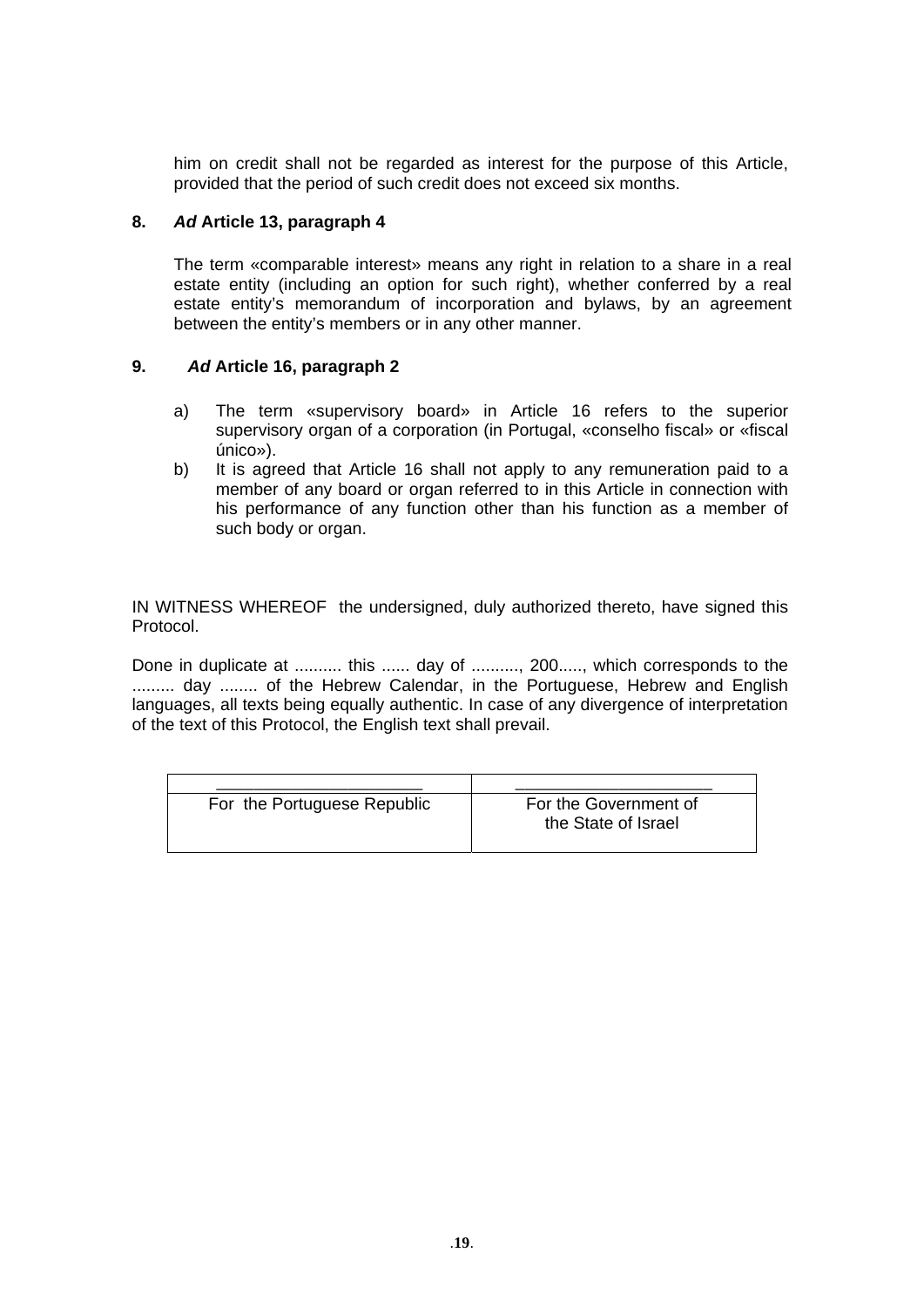him on credit shall not be regarded as interest for the purpose of this Article, provided that the period of such credit does not exceed six months.

**8. *Ad* Article 13, paragraph 4**

The term «comparable interest» means any right in relation to a share in a real estate entity (including an option for such right), whether conferred by a real estate entity's memorandum of incorporation and bylaws, by an agreement between the entity's members or in any other manner.

**9. *Ad* Article 16, paragraph 2**

a) The term «supervisory board» in Article 16 refers to the superior supervisory organ of a corporation (in Portugal, «conselho fiscal» or «fiscal único»).

b) It is agreed that Article 16 shall not apply to any remuneration paid to a member of any board or organ referred to in this Article in connection with his performance of any function other than his function as a member of such body or organ.

IN WITNESS WHEREOF the undersigned, duly authorized thereto, have signed this Protocol.

Done in duplicate at .......... this ...... day of .........., 200....., which corresponds to the ......... day ........ of the Hebrew Calendar, in the Portuguese, Hebrew and English languages, all texts being equally authentic. In case of any divergence of interpretation of the text of this Protocol, the English text shall prevail.

| | |
|---|---|
| ______________________ | ______________________ |
| For the Portuguese Republic | For the Government of the State of Israel |